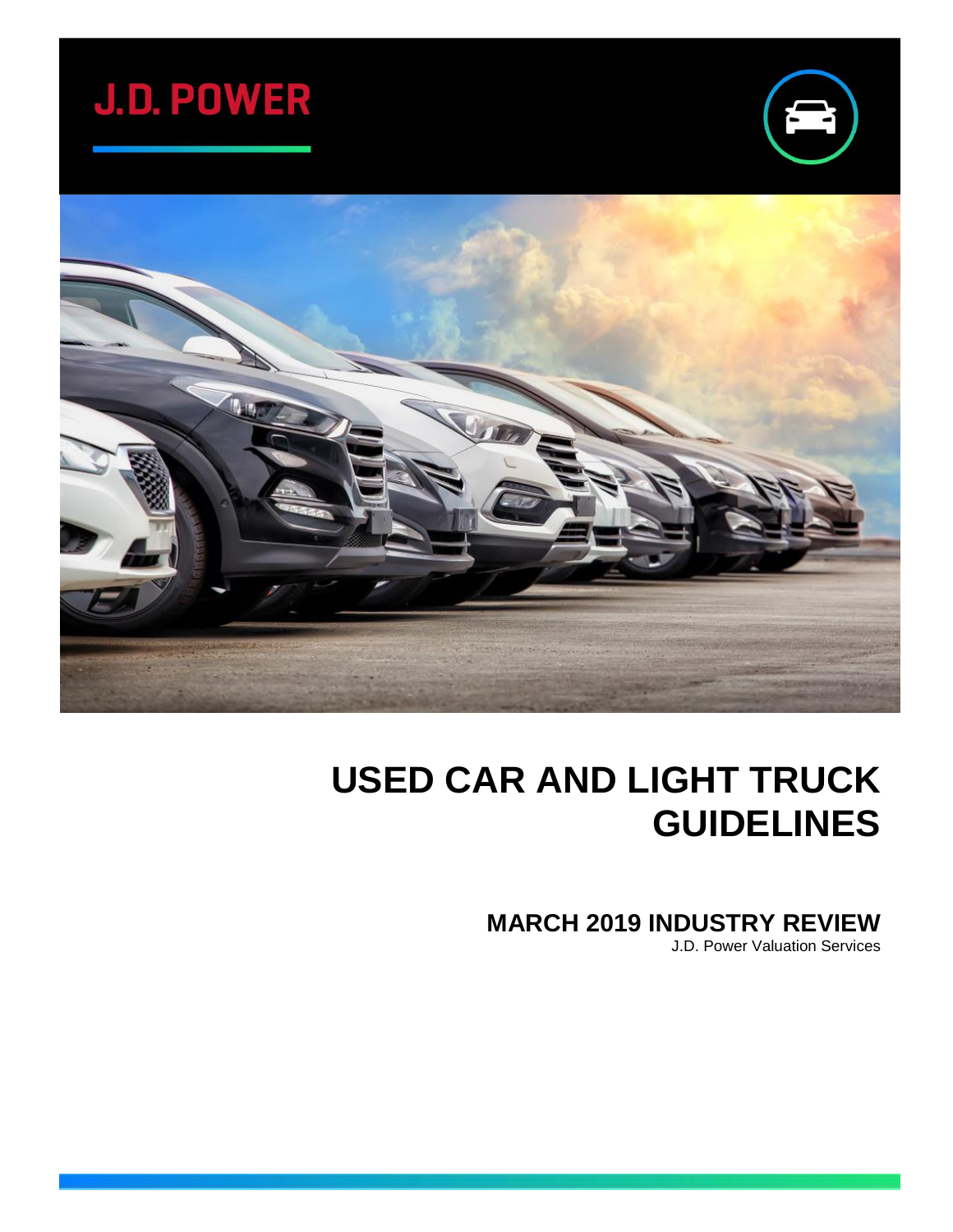J.D. POWER

# USED CAR AND LIGHT TRUCK GUIDELINES

## MARCH 2019 INDUSTRY REVIEW

J.D. Power Valuation Services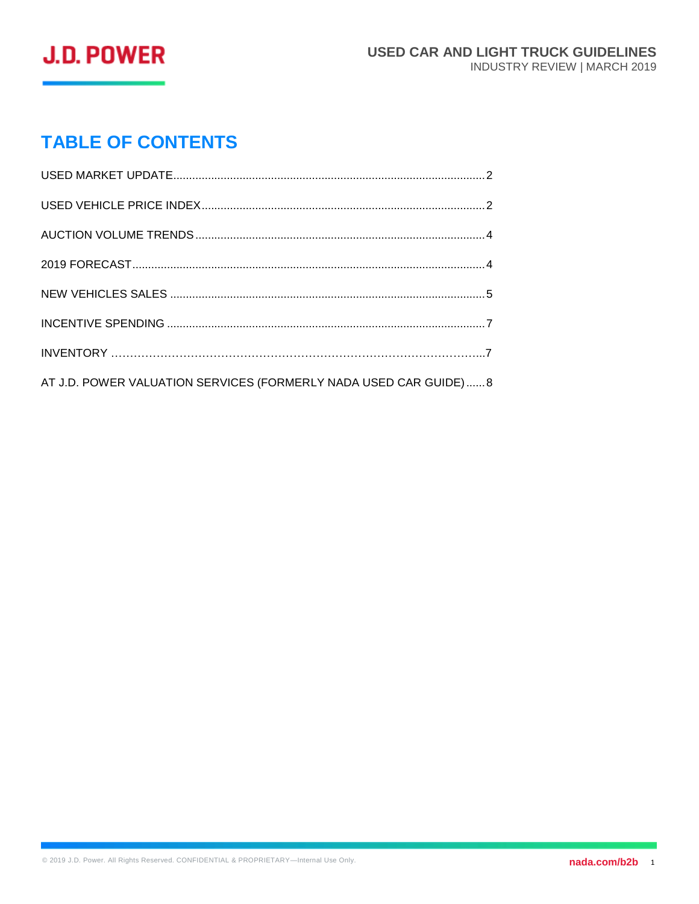# TABLE OF CONTENTS

USED MARKET UPDATE................................................................................................2

USED VEHICLE PRICE INDEX.......................................................................................2

AUCTION VOLUME TRENDS.........................................................................................4

2019 FORECAST.............................................................................................................4

NEW VEHICLES SALES .................................................................................................5

INCENTIVE SPENDING ..................................................................................................7

INVENTORY …………………………………………………………………………………...7

AT J.D. POWER VALUATION SERVICES (FORMERLY NADA USED CAR GUIDE)......8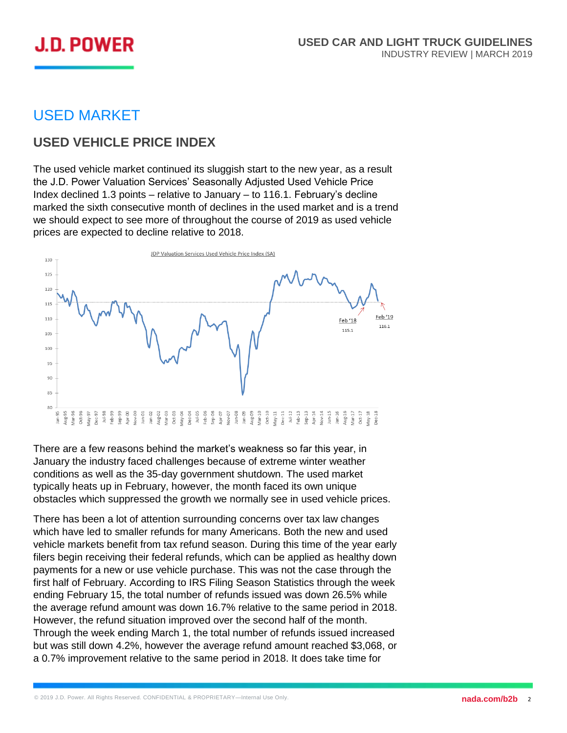# USED MARKET

## USED VEHICLE PRICE INDEX

The used vehicle market continued its sluggish start to the new year, as a result the J.D. Power Valuation Services' Seasonally Adjusted Used Vehicle Price Index declined 1.3 points – relative to January – to 116.1. February's decline marked the sixth consecutive month of declines in the used market and is a trend we should expect to see more of throughout the course of 2019 as used vehicle prices are expected to decline relative to 2018.

There are a few reasons behind the market's weakness so far this year, in January the industry faced challenges because of extreme winter weather conditions as well as the 35-day government shutdown. The used market typically heats up in February, however, the month faced its own unique obstacles which suppressed the growth we normally see in used vehicle prices.

There has been a lot of attention surrounding concerns over tax law changes which have led to smaller refunds for many Americans. Both the new and used vehicle markets benefit from tax refund season. During this time of the year early filers begin receiving their federal refunds, which can be applied as healthy down payments for a new or use vehicle purchase. This was not the case through the first half of February. According to IRS Filing Season Statistics through the week ending February 15, the total number of refunds issued was down 26.5% while the average refund amount was down 16.7% relative to the same period in 2018. However, the refund situation improved over the second half of the month. Through the week ending March 1, the total number of refunds issued increased but was still down 4.2%, however the average refund amount reached $3,068, or a 0.7% improvement relative to the same period in 2018. It does take time for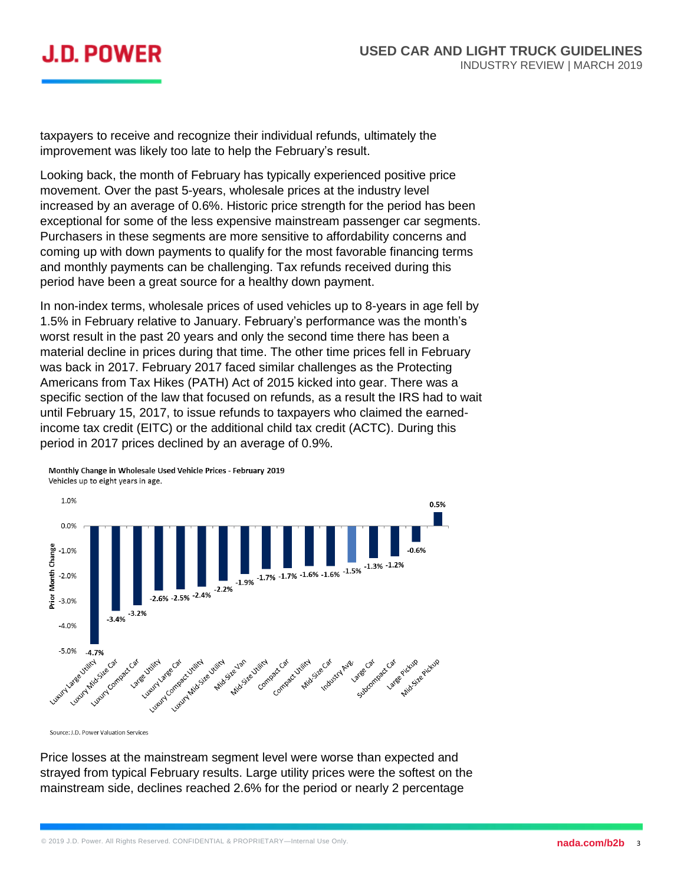taxpayers to receive and recognize their individual refunds, ultimately the improvement was likely too late to help the February's result.

Looking back, the month of February has typically experienced positive price movement. Over the past 5-years, wholesale prices at the industry level increased by an average of 0.6%. Historic price strength for the period has been exceptional for some of the less expensive mainstream passenger car segments. Purchasers in these segments are more sensitive to affordability concerns and coming up with down payments to qualify for the most favorable financing terms and monthly payments can be challenging. Tax refunds received during this period have been a great source for a healthy down payment.

In non-index terms, wholesale prices of used vehicles up to 8-years in age fell by 1.5% in February relative to January. February's performance was the month's worst result in the past 20 years and only the second time there has been a material decline in prices during that time. The other time prices fell in February was back in 2017. February 2017 faced similar challenges as the Protecting Americans from Tax Hikes (PATH) Act of 2015 kicked into gear. There was a specific section of the law that focused on refunds, as a result the IRS had to wait until February 15, 2017, to issue refunds to taxpayers who claimed the earned-income tax credit (EITC) or the additional child tax credit (ACTC). During this period in 2017 prices declined by an average of 0.9%.

**Monthly Change in Wholesale Used Vehicle Prices - February 2019**
Vehicles up to eight years in age.

| Segment | Prior Month Change |
|---|---|
| Luxury Large Utility | -4.7% |
| Luxury Mid-Size Car | -3.4% |
| Luxury Compact Car | -3.2% |
| Large Utility | -2.6% |
| Luxury Large Car | -2.5% |
| Luxury Compact Utility | -2.4% |
| Luxury Mid-Size Utility | -2.2% |
| Mid-Size Van | -1.9% |
| Mid-Size Utility | -1.7% |
| Compact Car | -1.7% |
| Compact Utility | -1.6% |
| Mid-Size Car | -1.6% |
| Industry Avg. | -1.5% |
| Large Car | -1.3% |
| Subcompact Car | -1.2% |
| Large Pickup | -0.6% |
| Mid-Size Pickup | 0.5% |

Source: J.D. Power Valuation Services

Price losses at the mainstream segment level were worse than expected and strayed from typical February results. Large utility prices were the softest on the mainstream side, declines reached 2.6% for the period or nearly 2 percentage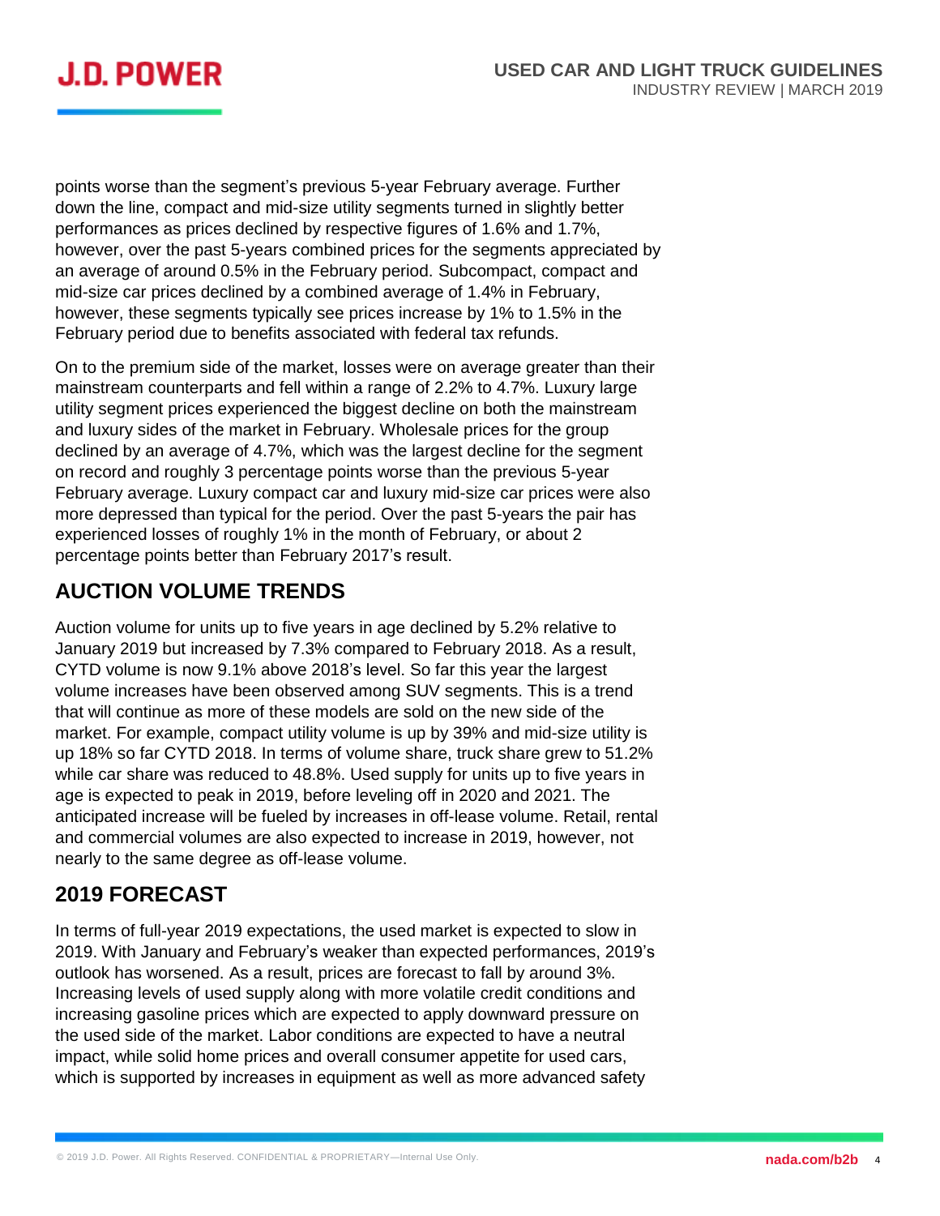points worse than the segment's previous 5-year February average. Further down the line, compact and mid-size utility segments turned in slightly better performances as prices declined by respective figures of 1.6% and 1.7%, however, over the past 5-years combined prices for the segments appreciated by an average of around 0.5% in the February period. Subcompact, compact and mid-size car prices declined by a combined average of 1.4% in February, however, these segments typically see prices increase by 1% to 1.5% in the February period due to benefits associated with federal tax refunds.

On to the premium side of the market, losses were on average greater than their mainstream counterparts and fell within a range of 2.2% to 4.7%. Luxury large utility segment prices experienced the biggest decline on both the mainstream and luxury sides of the market in February. Wholesale prices for the group declined by an average of 4.7%, which was the largest decline for the segment on record and roughly 3 percentage points worse than the previous 5-year February average. Luxury compact car and luxury mid-size car prices were also more depressed than typical for the period. Over the past 5-years the pair has experienced losses of roughly 1% in the month of February, or about 2 percentage points better than February 2017's result.

## AUCTION VOLUME TRENDS

Auction volume for units up to five years in age declined by 5.2% relative to January 2019 but increased by 7.3% compared to February 2018. As a result, CYTD volume is now 9.1% above 2018's level. So far this year the largest volume increases have been observed among SUV segments. This is a trend that will continue as more of these models are sold on the new side of the market. For example, compact utility volume is up by 39% and mid-size utility is up 18% so far CYTD 2018. In terms of volume share, truck share grew to 51.2% while car share was reduced to 48.8%. Used supply for units up to five years in age is expected to peak in 2019, before leveling off in 2020 and 2021. The anticipated increase will be fueled by increases in off-lease volume. Retail, rental and commercial volumes are also expected to increase in 2019, however, not nearly to the same degree as off-lease volume.

## 2019 FORECAST

In terms of full-year 2019 expectations, the used market is expected to slow in 2019. With January and February's weaker than expected performances, 2019's outlook has worsened. As a result, prices are forecast to fall by around 3%. Increasing levels of used supply along with more volatile credit conditions and increasing gasoline prices which are expected to apply downward pressure on the used side of the market. Labor conditions are expected to have a neutral impact, while solid home prices and overall consumer appetite for used cars, which is supported by increases in equipment as well as more advanced safety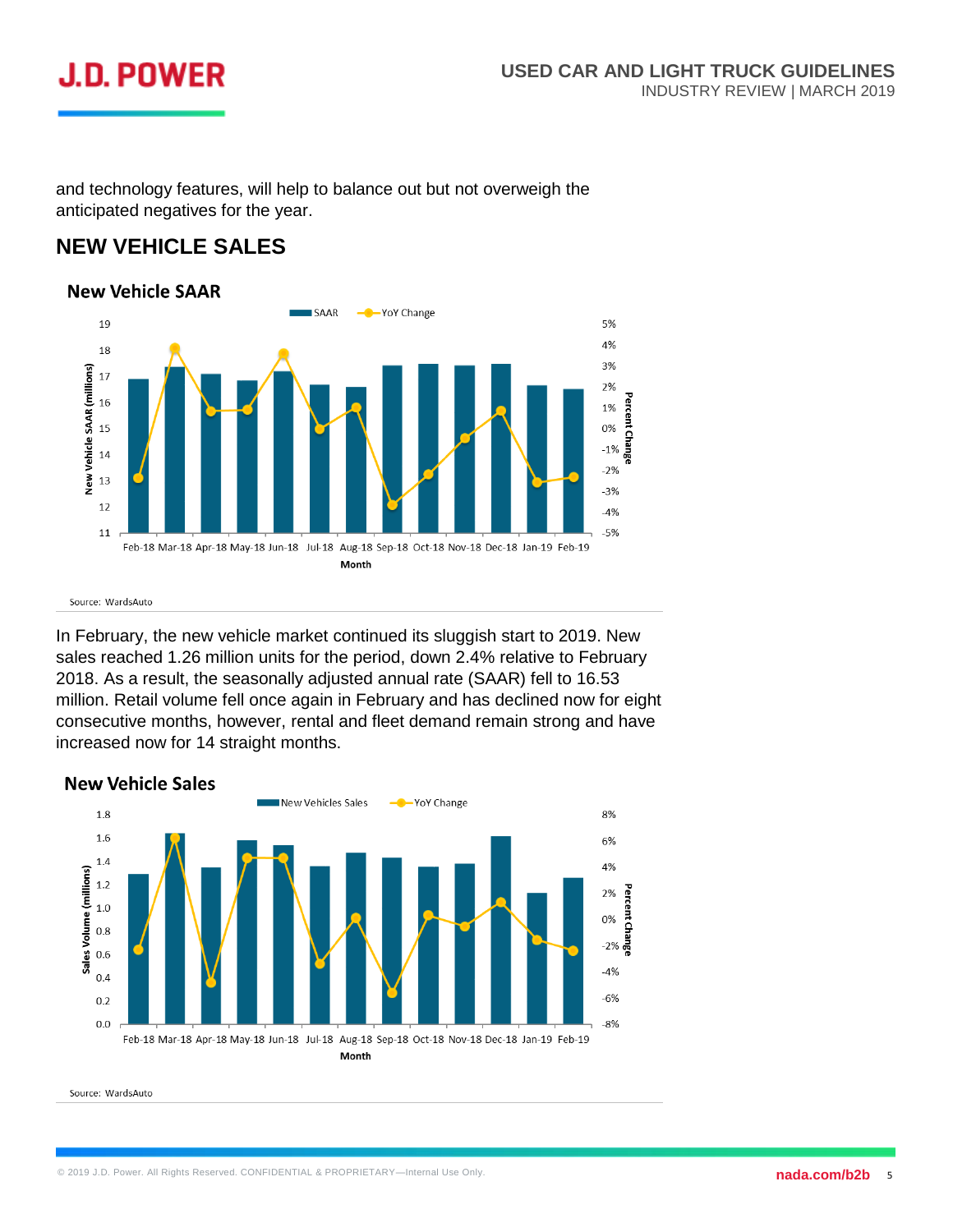and technology features, will help to balance out but not overweigh the anticipated negatives for the year.

## NEW VEHICLE SALES

**New Vehicle SAAR**

Source: WardsAuto

In February, the new vehicle market continued its sluggish start to 2019. New sales reached 1.26 million units for the period, down 2.4% relative to February 2018. As a result, the seasonally adjusted annual rate (SAAR) fell to 16.53 million. Retail volume fell once again in February and has declined now for eight consecutive months, however, rental and fleet demand remain strong and have increased now for 14 straight months.

**New Vehicle Sales**

Source: WardsAuto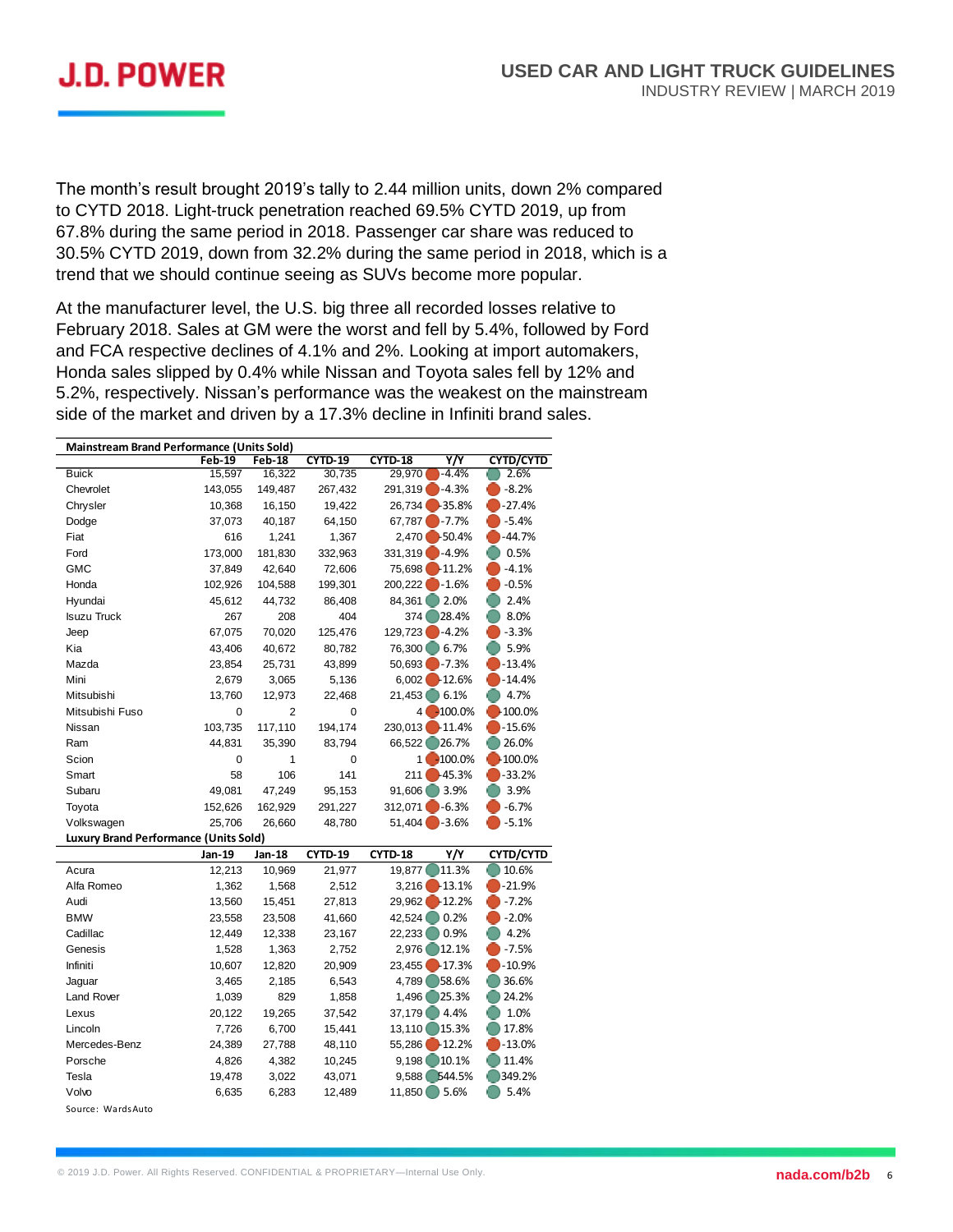The month's result brought 2019's tally to 2.44 million units, down 2% compared to CYTD 2018. Light-truck penetration reached 69.5% CYTD 2019, up from 67.8% during the same period in 2018. Passenger car share was reduced to 30.5% CYTD 2019, down from 32.2% during the same period in 2018, which is a trend that we should continue seeing as SUVs become more popular.

At the manufacturer level, the U.S. big three all recorded losses relative to February 2018. Sales at GM were the worst and fell by 5.4%, followed by Ford and FCA respective declines of 4.1% and 2%. Looking at import automakers, Honda sales slipped by 0.4% while Nissan and Toyota sales fell by 12% and 5.2%, respectively. Nissan's performance was the weakest on the mainstream side of the market and driven by a 17.3% decline in Infiniti brand sales.

| Mainstream Brand Performance (Units Sold) | | | | | | |
|---|---|---|---|---|---|---|
| | Feb-19 | Feb-18 | CYTD-19 | CYTD-18 | Y/Y | CYTD/CYTD |
| Buick | 15,597 | 16,322 | 30,735 | 29,970 | -4.4% | 2.6% |
| Chevrolet | 143,055 | 149,487 | 267,432 | 291,319 | -4.3% | -8.2% |
| Chrysler | 10,368 | 16,150 | 19,422 | 26,734 | -35.8% | -27.4% |
| Dodge | 37,073 | 40,187 | 64,150 | 67,787 | -7.7% | -5.4% |
| Fiat | 616 | 1,241 | 1,367 | 2,470 | -50.4% | -44.7% |
| Ford | 173,000 | 181,830 | 332,963 | 331,319 | -4.9% | 0.5% |
| GMC | 37,849 | 42,640 | 72,606 | 75,698 | -11.2% | -4.1% |
| Honda | 102,926 | 104,588 | 199,301 | 200,222 | -1.6% | -0.5% |
| Hyundai | 45,612 | 44,732 | 86,408 | 84,361 | 2.0% | 2.4% |
| Isuzu Truck | 267 | 208 | 404 | 374 | 28.4% | 8.0% |
| Jeep | 67,075 | 70,020 | 125,476 | 129,723 | -4.2% | -3.3% |
| Kia | 43,406 | 40,672 | 80,782 | 76,300 | 6.7% | 5.9% |
| Mazda | 23,854 | 25,731 | 43,899 | 50,693 | -7.3% | -13.4% |
| Mini | 2,679 | 3,065 | 5,136 | 6,002 | -12.6% | -14.4% |
| Mitsubishi | 13,760 | 12,973 | 22,468 | 21,453 | 6.1% | 4.7% |
| Mitsubishi Fuso | 0 | 2 | 0 | 4 | -100.0% | -100.0% |
| Nissan | 103,735 | 117,110 | 194,174 | 230,013 | -11.4% | -15.6% |
| Ram | 44,831 | 35,390 | 83,794 | 66,522 | 26.7% | 26.0% |
| Scion | 0 | 1 | 0 | 1 | -100.0% | -100.0% |
| Smart | 58 | 106 | 141 | 211 | -45.3% | -33.2% |
| Subaru | 49,081 | 47,249 | 95,153 | 91,606 | 3.9% | 3.9% |
| Toyota | 152,626 | 162,929 | 291,227 | 312,071 | -6.3% | -6.7% |
| Volkswagen | 25,706 | 26,660 | 48,780 | 51,404 | -3.6% | -5.1% |

| Luxury Brand Performance (Units Sold) | | | | | | |
|---|---|---|---|---|---|---|
| | Jan-19 | Jan-18 | CYTD-19 | CYTD-18 | Y/Y | CYTD/CYTD |
| Acura | 12,213 | 10,969 | 21,977 | 19,877 | 11.3% | 10.6% |
| Alfa Romeo | 1,362 | 1,568 | 2,512 | 3,216 | -13.1% | -21.9% |
| Audi | 13,560 | 15,451 | 27,813 | 29,962 | -12.2% | -7.2% |
| BMW | 23,558 | 23,508 | 41,660 | 42,524 | 0.2% | -2.0% |
| Cadillac | 12,449 | 12,338 | 23,167 | 22,233 | 0.9% | 4.2% |
| Genesis | 1,528 | 1,363 | 2,752 | 2,976 | 12.1% | -7.5% |
| Infiniti | 10,607 | 12,820 | 20,909 | 23,455 | -17.3% | -10.9% |
| Jaguar | 3,465 | 2,185 | 6,543 | 4,789 | 58.6% | 36.6% |
| Land Rover | 1,039 | 829 | 1,858 | 1,496 | 25.3% | 24.2% |
| Lexus | 20,122 | 19,265 | 37,542 | 37,179 | 4.4% | 1.0% |
| Lincoln | 7,726 | 6,700 | 15,441 | 13,110 | 15.3% | 17.8% |
| Mercedes-Benz | 24,389 | 27,788 | 48,110 | 55,286 | -12.2% | -13.0% |
| Porsche | 4,826 | 4,382 | 10,245 | 9,198 | 10.1% | 11.4% |
| Tesla | 19,478 | 3,022 | 43,071 | 9,588 | 544.5% | 349.2% |
| Volvo | 6,635 | 6,283 | 12,489 | 11,850 | 5.6% | 5.4% |

Source: WardsAuto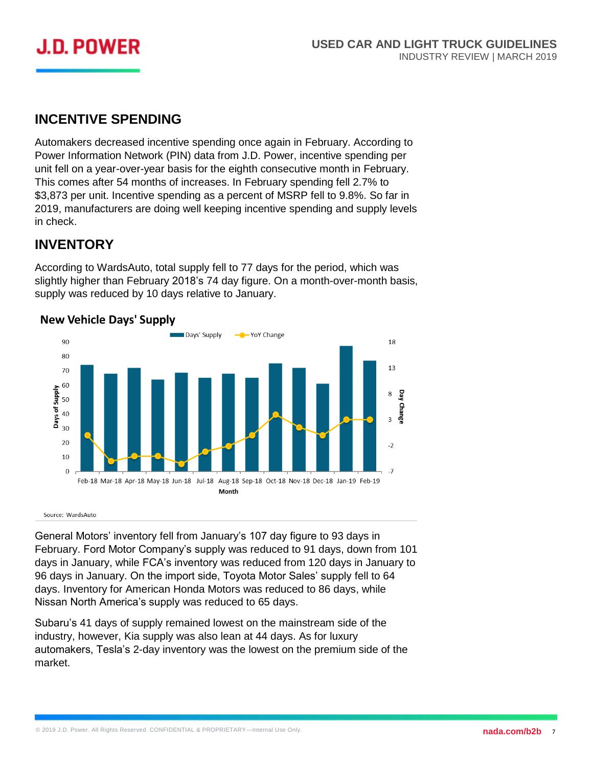## INCENTIVE SPENDING

Automakers decreased incentive spending once again in February. According to Power Information Network (PIN) data from J.D. Power, incentive spending per unit fell on a year-over-year basis for the eighth consecutive month in February. This comes after 54 months of increases. In February spending fell 2.7% to $3,873 per unit. Incentive spending as a percent of MSRP fell to 9.8%. So far in 2019, manufacturers are doing well keeping incentive spending and supply levels in check.

## INVENTORY

According to WardsAuto, total supply fell to 77 days for the period, which was slightly higher than February 2018's 74 day figure. On a month-over-month basis, supply was reduced by 10 days relative to January.

**New Vehicle Days' Supply**

Source: WardsAuto

General Motors' inventory fell from January's 107 day figure to 93 days in February. Ford Motor Company's supply was reduced to 91 days, down from 101 days in January, while FCA's inventory was reduced from 120 days in January to 96 days in January. On the import side, Toyota Motor Sales' supply fell to 64 days. Inventory for American Honda Motors was reduced to 86 days, while Nissan North America's supply was reduced to 65 days.

Subaru's 41 days of supply remained lowest on the mainstream side of the industry, however, Kia supply was also lean at 44 days. As for luxury automakers, Tesla's 2-day inventory was the lowest on the premium side of the market.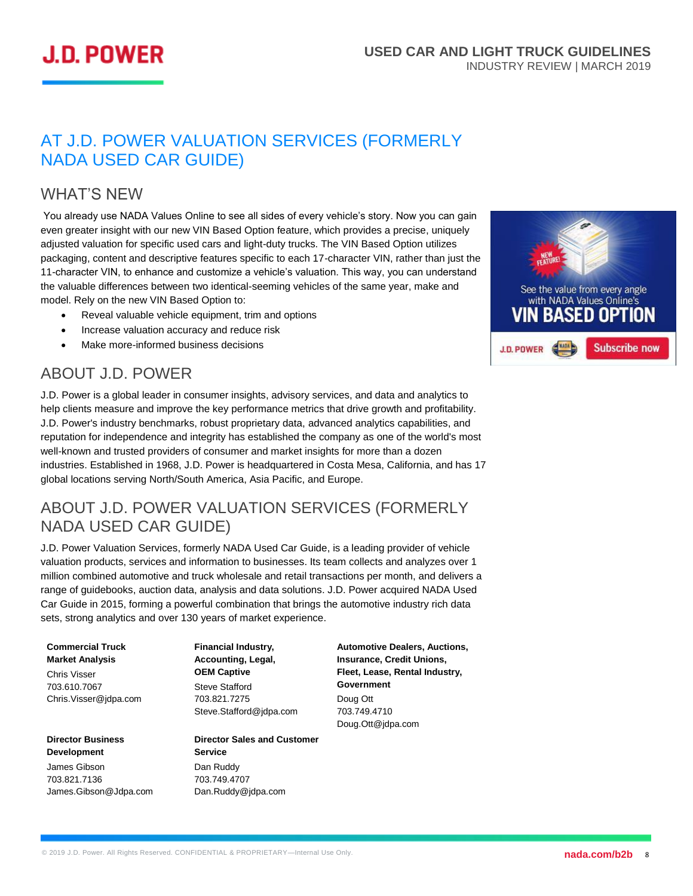# AT J.D. POWER VALUATION SERVICES (FORMERLY NADA USED CAR GUIDE)

## WHAT'S NEW

You already use NADA Values Online to see all sides of every vehicle's story. Now you can gain even greater insight with our new VIN Based Option feature, which provides a precise, uniquely adjusted valuation for specific used cars and light-duty trucks. The VIN Based Option utilizes packaging, content and descriptive features specific to each 17-character VIN, rather than just the 11-character VIN, to enhance and customize a vehicle's valuation. This way, you can understand the valuable differences between two identical-seeming vehicles of the same year, make and model. Rely on the new VIN Based Option to:

- Reveal valuable vehicle equipment, trim and options
- Increase valuation accuracy and reduce risk
- Make more-informed business decisions

## ABOUT J.D. POWER

J.D. Power is a global leader in consumer insights, advisory services, and data and analytics to help clients measure and improve the key performance metrics that drive growth and profitability. J.D. Power's industry benchmarks, robust proprietary data, advanced analytics capabilities, and reputation for independence and integrity has established the company as one of the world's most well-known and trusted providers of consumer and market insights for more than a dozen industries. Established in 1968, J.D. Power is headquartered in Costa Mesa, California, and has 17 global locations serving North/South America, Asia Pacific, and Europe.

## ABOUT J.D. POWER VALUATION SERVICES (FORMERLY NADA USED CAR GUIDE)

J.D. Power Valuation Services, formerly NADA Used Car Guide, is a leading provider of vehicle valuation products, services and information to businesses. Its team collects and analyzes over 1 million combined automotive and truck wholesale and retail transactions per month, and delivers a range of guidebooks, auction data, analysis and data solutions. J.D. Power acquired NADA Used Car Guide in 2015, forming a powerful combination that brings the automotive industry rich data sets, strong analytics and over 130 years of market experience.

**Commercial Truck Market Analysis**
Chris Visser
703.610.7067
Chris.Visser@jdpa.com

**Financial Industry, Accounting, Legal, OEM Captive**
Steve Stafford
703.821.7275
Steve.Stafford@jdpa.com

**Automotive Dealers, Auctions, Insurance, Credit Unions, Fleet, Lease, Rental Industry, Government**
Doug Ott
703.749.4710
Doug.Ott@jdpa.com

**Director Business Development**
James Gibson
703.821.7136
James.Gibson@Jdpa.com

**Director Sales and Customer Service**
Dan Ruddy
703.749.4707
Dan.Ruddy@jdpa.com

See the value from every angle with NADA Values Online's VIN BASED OPTION — NEW FEATURE! — J.D. POWER — Subscribe now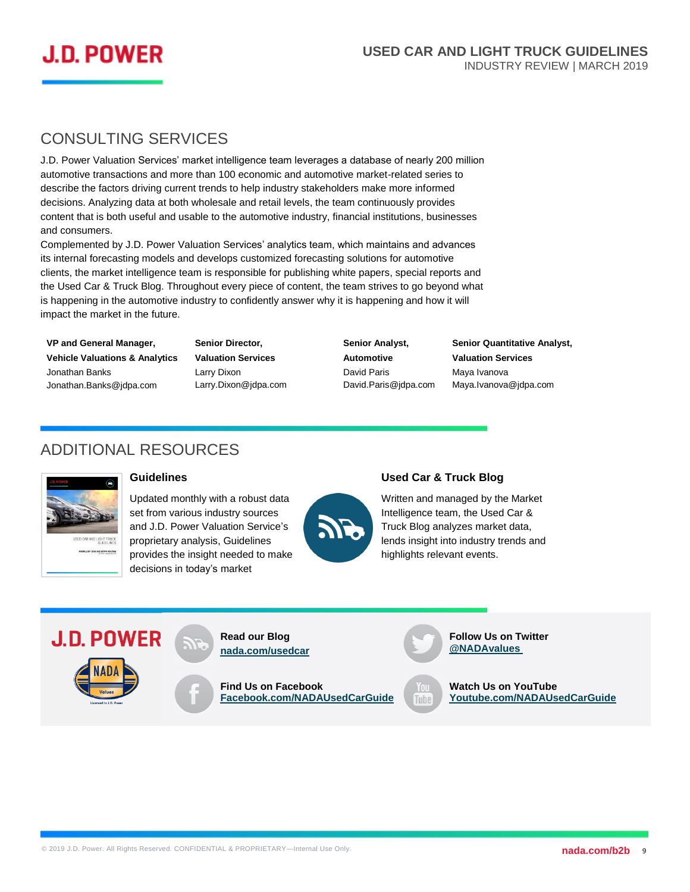## CONSULTING SERVICES

J.D. Power Valuation Services' market intelligence team leverages a database of nearly 200 million automotive transactions and more than 100 economic and automotive market-related series to describe the factors driving current trends to help industry stakeholders make more informed decisions. Analyzing data at both wholesale and retail levels, the team continuously provides content that is both useful and usable to the automotive industry, financial institutions, businesses and consumers.

Complemented by J.D. Power Valuation Services' analytics team, which maintains and advances its internal forecasting models and develops customized forecasting solutions for automotive clients, the market intelligence team is responsible for publishing white papers, special reports and the Used Car & Truck Blog. Throughout every piece of content, the team strives to go beyond what is happening in the automotive industry to confidently answer why it is happening and how it will impact the market in the future.

**VP and General Manager, Vehicle Valuations & Analytics**
Jonathan Banks
Jonathan.Banks@jdpa.com

**Senior Director, Valuation Services**
Larry Dixon
Larry.Dixon@jdpa.com

**Senior Analyst, Automotive**
David Paris
David.Paris@jdpa.com

**Senior Quantitative Analyst, Valuation Services**
Maya Ivanova
Maya.Ivanova@jdpa.com

## ADDITIONAL RESOURCES

### Guidelines

Updated monthly with a robust data set from various industry sources and J.D. Power Valuation Service's proprietary analysis, Guidelines provides the insight needed to make decisions in today's market

### Used Car & Truck Blog

Written and managed by the Market Intelligence team, the Used Car & Truck Blog analyzes market data, lends insight into industry trends and highlights relevant events.

**Read our Blog**
nada.com/usedcar

**Follow Us on Twitter**
@NADAvalues

**Find Us on Facebook**
Facebook.com/NADAUsedCarGuide

**Watch Us on YouTube**
Youtube.com/NADAUsedCarGuide

© 2019 J.D. Power. All Rights Reserved. CONFIDENTIAL & PROPRIETARY—Internal Use Only.